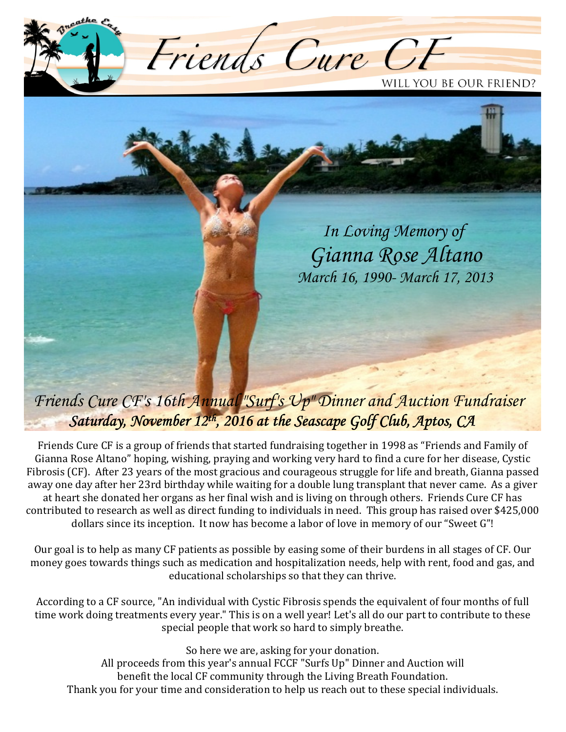# Friends Cure CF

WILL YOU BE OUR FRIEND?

*In Loving Memory of*
*Gianna Rose Altano*
*March 16, 1990- March 17, 2013*

## *Friends Cure CF's 16th Annual "Surf's Up" Dinner and Auction Fundraiser*

***Saturday, November 12th, 2016 at the Seascape Golf Club, Aptos, CA***

Friends Cure CF is a group of friends that started fundraising together in 1998 as "Friends and Family of Gianna Rose Altano" hoping, wishing, praying and working very hard to find a cure for her disease, Cystic Fibrosis (CF). After 23 years of the most gracious and courageous struggle for life and breath, Gianna passed away one day after her 23rd birthday while waiting for a double lung transplant that never came. As a giver at heart she donated her organs as her final wish and is living on through others. Friends Cure CF has contributed to research as well as direct funding to individuals in need. This group has raised over $425,000 dollars since its inception. It now has become a labor of love in memory of our "Sweet G"!

Our goal is to help as many CF patients as possible by easing some of their burdens in all stages of CF. Our money goes towards things such as medication and hospitalization needs, help with rent, food and gas, and educational scholarships so that they can thrive.

According to a CF source, "An individual with Cystic Fibrosis spends the equivalent of four months of full time work doing treatments every year." This is on a well year! Let's all do our part to contribute to these special people that work so hard to simply breathe.

So here we are, asking for your donation.
All proceeds from this year's annual FCCF "Surfs Up" Dinner and Auction will benefit the local CF community through the Living Breath Foundation.
Thank you for your time and consideration to help us reach out to these special individuals.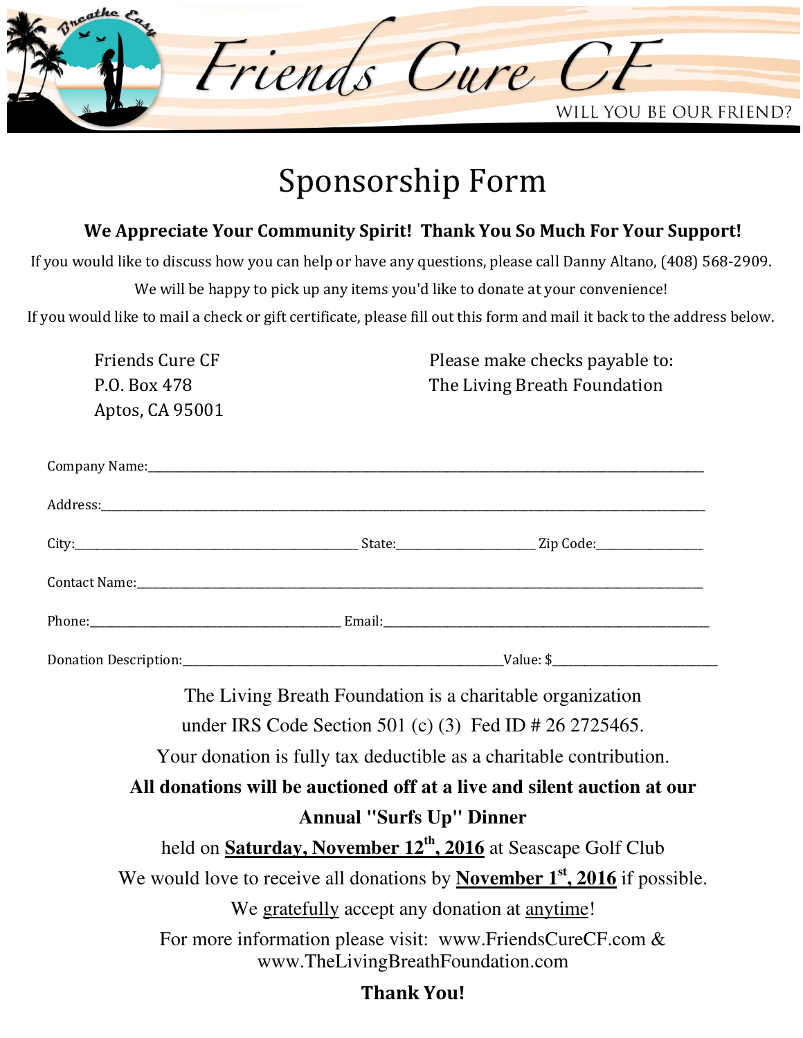Breathe Easy

# Friends Cure CF

WILL YOU BE OUR FRIEND?

## Sponsorship Form

**We Appreciate Your Community Spirit! Thank You So Much For Your Support!**

If you would like to discuss how you can help or have any questions, please call Danny Altano, (408) 568-2909.

We will be happy to pick up any items you'd like to donate at your convenience!

If you would like to mail a check or gift certificate, please fill out this form and mail it back to the address below.

Friends Cure CF
P.O. Box 478
Aptos, CA 95001

Please make checks payable to:
The Living Breath Foundation

Company Name:______________________________

Address:______________________________

City:____________________ State:__________ Zip Code:__________

Contact Name:______________________________

Phone:____________________ Email:____________________

Donation Description:____________________Value: $__________

The Living Breath Foundation is a charitable organization under IRS Code Section 501 (c) (3) Fed ID # 26 2725465.

Your donation is fully tax deductible as a charitable contribution.

**All donations will be auctioned off at a live and silent auction at our Annual "Surfs Up" Dinner**

held on **Saturday, November 12th, 2016** at Seascape Golf Club

We would love to receive all donations by **November 1st, 2016** if possible.

We gratefully accept any donation at anytime!

For more information please visit: www.FriendsCureCF.com & www.TheLivingBreathFoundation.com

**Thank You!**